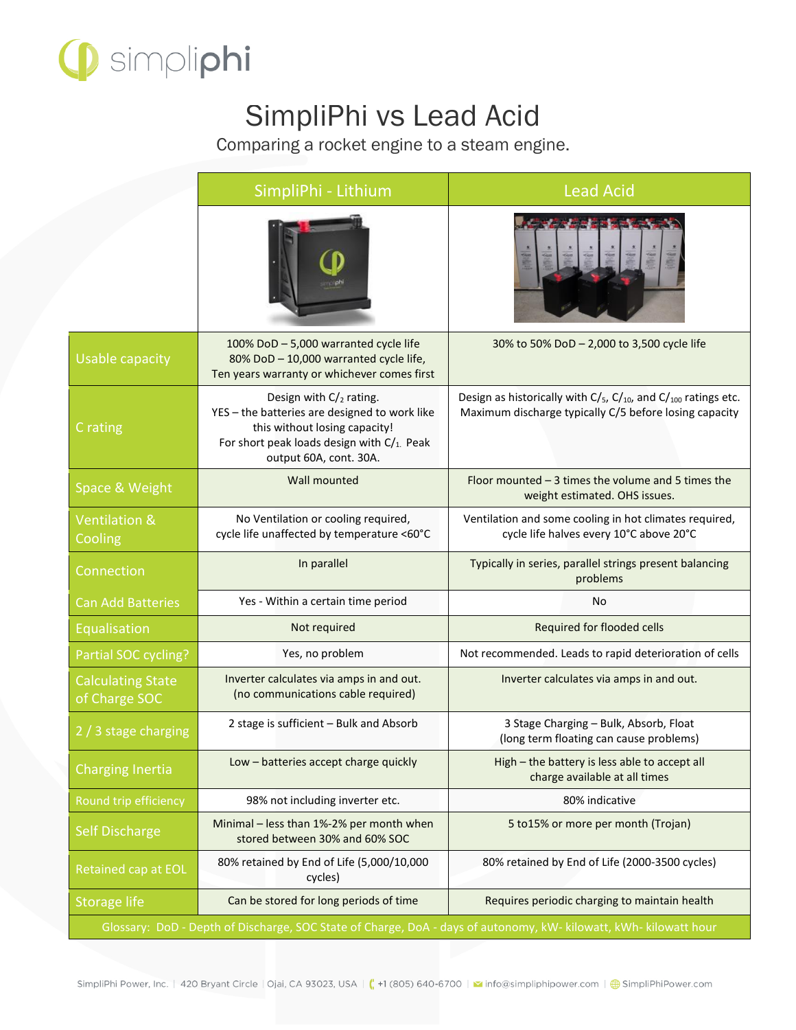# SimpliPhi vs Lead Acid

Comparing a rocket engine to a steam engine.

| | SimpliPhi - Lithium | Lead Acid |
|---|---|---|
| Usable capacity | 100% DoD – 5,000 warranted cycle life<br>80% DoD – 10,000 warranted cycle life,<br>Ten years warranty or whichever comes first | 30% to 50% DoD – 2,000 to 3,500 cycle life |
| C rating | Design with $C/_2$ rating.<br>YES – the batteries are designed to work like this without losing capacity!<br>For short peak loads design with $C/_1$. Peak output 60A, cont. 30A. | Design as historically with $C/_5$, $C/_{10}$, and $C/_{100}$ ratings etc.<br>Maximum discharge typically C/5 before losing capacity |
| Space & Weight | Wall mounted | Floor mounted – 3 times the volume and 5 times the weight estimated. OHS issues. |
| Ventilation & Cooling | No Ventilation or cooling required,<br>cycle life unaffected by temperature <60°C | Ventilation and some cooling in hot climates required,<br>cycle life halves every 10°C above 20°C |
| Connection | In parallel | Typically in series, parallel strings present balancing problems |
| Can Add Batteries | Yes - Within a certain time period | No |
| Equalisation | Not required | Required for flooded cells |
| Partial SOC cycling? | Yes, no problem | Not recommended. Leads to rapid deterioration of cells |
| Calculating State of Charge SOC | Inverter calculates via amps in and out.<br>(no communications cable required) | Inverter calculates via amps in and out. |
| 2 / 3 stage charging | 2 stage is sufficient – Bulk and Absorb | 3 Stage Charging – Bulk, Absorb, Float<br>(long term floating can cause problems) |
| Charging Inertia | Low – batteries accept charge quickly | High – the battery is less able to accept all charge available at all times |
| Round trip efficiency | 98% not including inverter etc. | 80% indicative |
| Self Discharge | Minimal – less than 1%-2% per month when stored between 30% and 60% SOC | 5 to15% or more per month (Trojan) |
| Retained cap at EOL | 80% retained by End of Life (5,000/10,000 cycles) | 80% retained by End of Life (2000-3500 cycles) |
| Storage life | Can be stored for long periods of time | Requires periodic charging to maintain health |

Glossary: DoD - Depth of Discharge, SOC State of Charge, DoA - days of autonomy, kW- kilowatt, kWh- kilowatt hour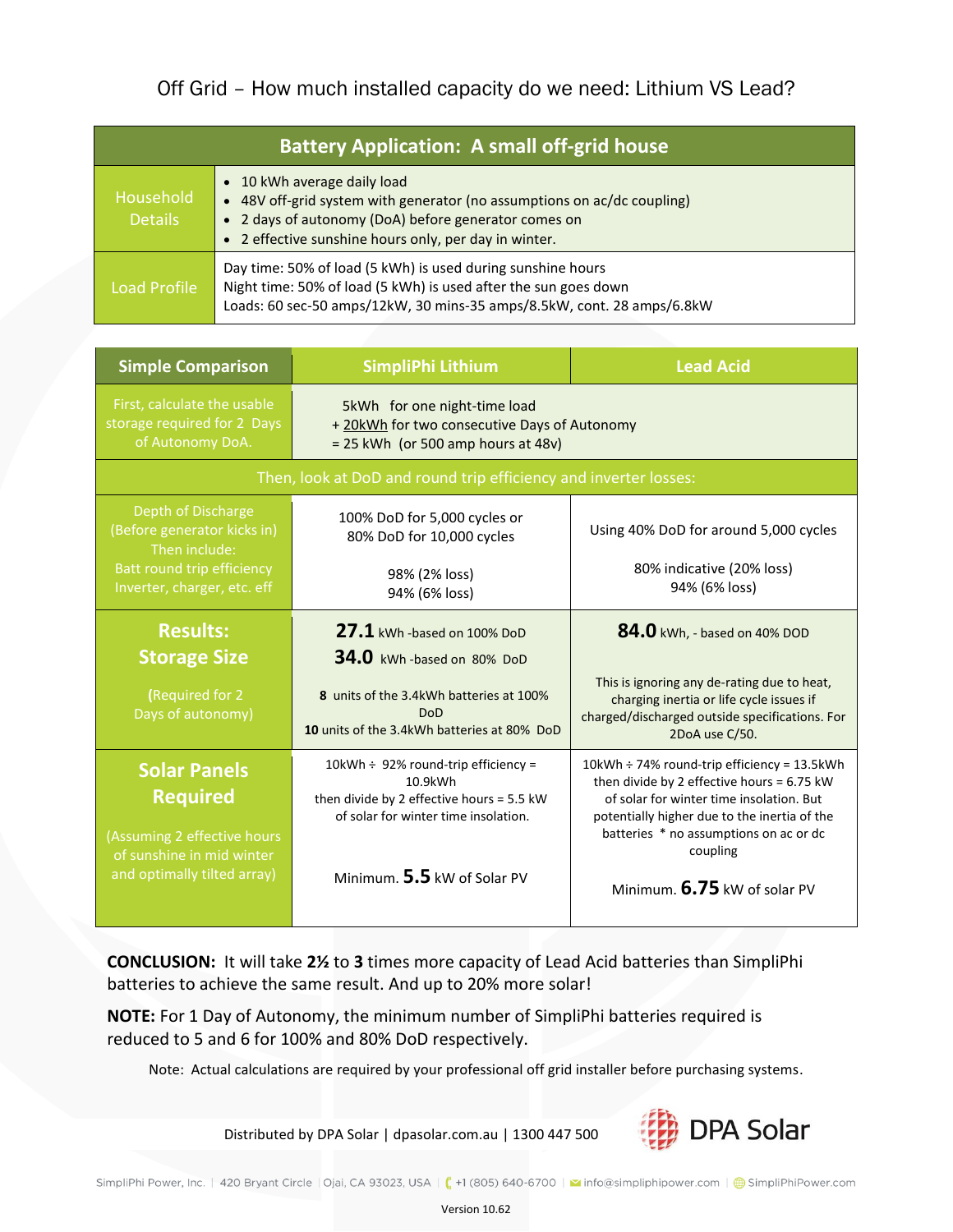# Off Grid – How much installed capacity do we need: Lithium VS Lead?

| Battery Application: A small off-grid house | |
|---|---|
| Household Details | • 10 kWh average daily load<br>• 48V off-grid system with generator (no assumptions on ac/dc coupling)<br>• 2 days of autonomy (DoA) before generator comes on<br>• 2 effective sunshine hours only, per day in winter. |
| Load Profile | Day time: 50% of load (5 kWh) is used during sunshine hours<br>Night time: 50% of load (5 kWh) is used after the sun goes down<br>Loads: 60 sec-50 amps/12kW, 30 mins-35 amps/8.5kW, cont. 28 amps/6.8kW |

| Simple Comparison | SimpliPhi Lithium | Lead Acid |
|---|---|---|
| First, calculate the usable storage required for 2 Days of Autonomy DoA. | 5kWh for one night-time load<br>+ 20kWh for two consecutive Days of Autonomy<br>= 25 kWh (or 500 amp hours at 48v) | |
| Then, look at DoD and round trip efficiency and inverter losses: | | |
| Depth of Discharge (Before generator kicks in)<br>Then include:<br>Batt round trip efficiency<br>Inverter, charger, etc. eff | 100% DoD for 5,000 cycles or<br>80% DoD for 10,000 cycles<br><br>98% (2% loss)<br>94% (6% loss) | Using 40% DoD for around 5,000 cycles<br><br>80% indicative (20% loss)<br>94% (6% loss) |
| **Results: Storage Size**<br>(Required for 2 Days of autonomy) | **27.1** kWh -based on 100% DoD<br>**34.0** kWh -based on 80% DoD<br><br>**8** units of the 3.4kWh batteries at 100% DoD<br>**10** units of the 3.4kWh batteries at 80% DoD | **84.0** kWh, - based on 40% DOD<br><br>This is ignoring any de-rating due to heat, charging inertia or life cycle issues if charged/discharged outside specifications. For 2DoA use C/50. |
| **Solar Panels Required**<br>(Assuming 2 effective hours of sunshine in mid winter and optimally tilted array) | 10kWh ÷ 92% round-trip efficiency = 10.9kWh<br>then divide by 2 effective hours = 5.5 kW of solar for winter time insolation.<br><br>Minimum. **5.5** kW of Solar PV | 10kWh ÷ 74% round-trip efficiency = 13.5kWh then divide by 2 effective hours = 6.75 kW of solar for winter time insolation. But potentially higher due to the inertia of the batteries * no assumptions on ac or dc coupling<br><br>Minimum. **6.75** kW of solar PV |

**CONCLUSION:** It will take **2½** to **3** times more capacity of Lead Acid batteries than SimpliPhi batteries to achieve the same result. And up to 20% more solar!

**NOTE:** For 1 Day of Autonomy, the minimum number of SimpliPhi batteries required is reduced to 5 and 6 for 100% and 80% DoD respectively.

Note: Actual calculations are required by your professional off grid installer before purchasing systems.

Distributed by DPA Solar | dpasolar.com.au | 1300 447 500

DPA Solar

SimpliPhi Power, Inc. | 420 Bryant Circle | Ojai, CA 93023, USA | +1 (805) 640-6700 | info@simpliphipower.com | SimpliPhiPower.com

Version 10.62